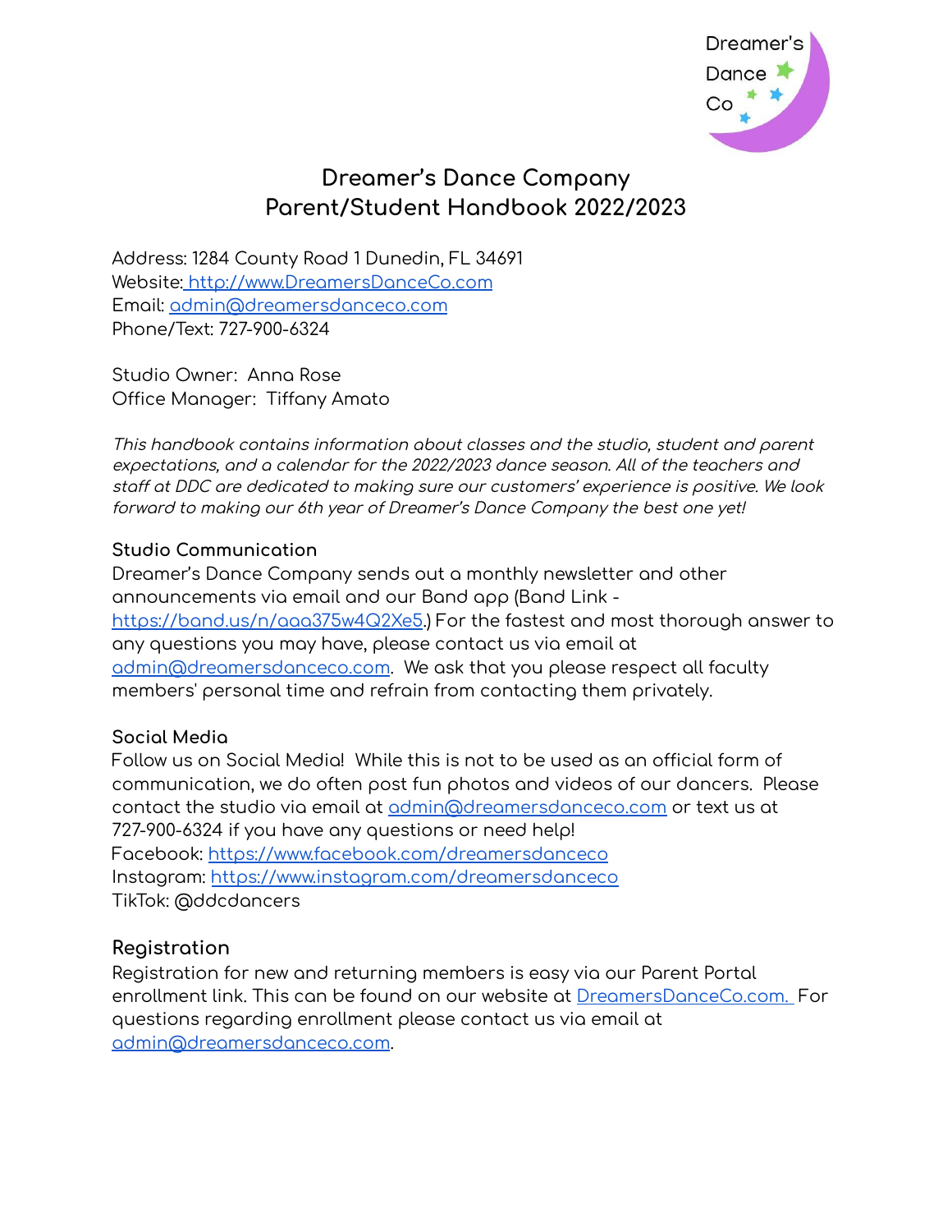Dreamer's Dance Co

# Dreamer's Dance Company
# Parent/Student Handbook 2022/2023

Address: 1284 County Road 1 Dunedin, FL 34691
Website: http://www.DreamersDanceCo.com
Email: admin@dreamersdanceco.com
Phone/Text: 727-900-6324

Studio Owner: Anna Rose
Office Manager: Tiffany Amato

*This handbook contains information about classes and the studio, student and parent expectations, and a calendar for the 2022/2023 dance season. All of the teachers and staff at DDC are dedicated to making sure our customers' experience is positive. We look forward to making our 6th year of Dreamer's Dance Company the best one yet!*

### Studio Communication

Dreamer's Dance Company sends out a monthly newsletter and other announcements via email and our Band app (Band Link - https://band.us/n/aaa375w4Q2Xe5.) For the fastest and most thorough answer to any questions you may have, please contact us via email at admin@dreamersdanceco.com. We ask that you please respect all faculty members' personal time and refrain from contacting them privately.

### Social Media

Follow us on Social Media! While this is not to be used as an official form of communication, we do often post fun photos and videos of our dancers. Please contact the studio via email at admin@dreamersdanceco.com or text us at 727-900-6324 if you have any questions or need help!
Facebook: https://www.facebook.com/dreamersdanceco
Instagram: https://www.instagram.com/dreamersdanceco
TikTok: @ddcdancers

## Registration

Registration for new and returning members is easy via our Parent Portal enrollment link. This can be found on our website at DreamersDanceCo.com. For questions regarding enrollment please contact us via email at admin@dreamersdanceco.com.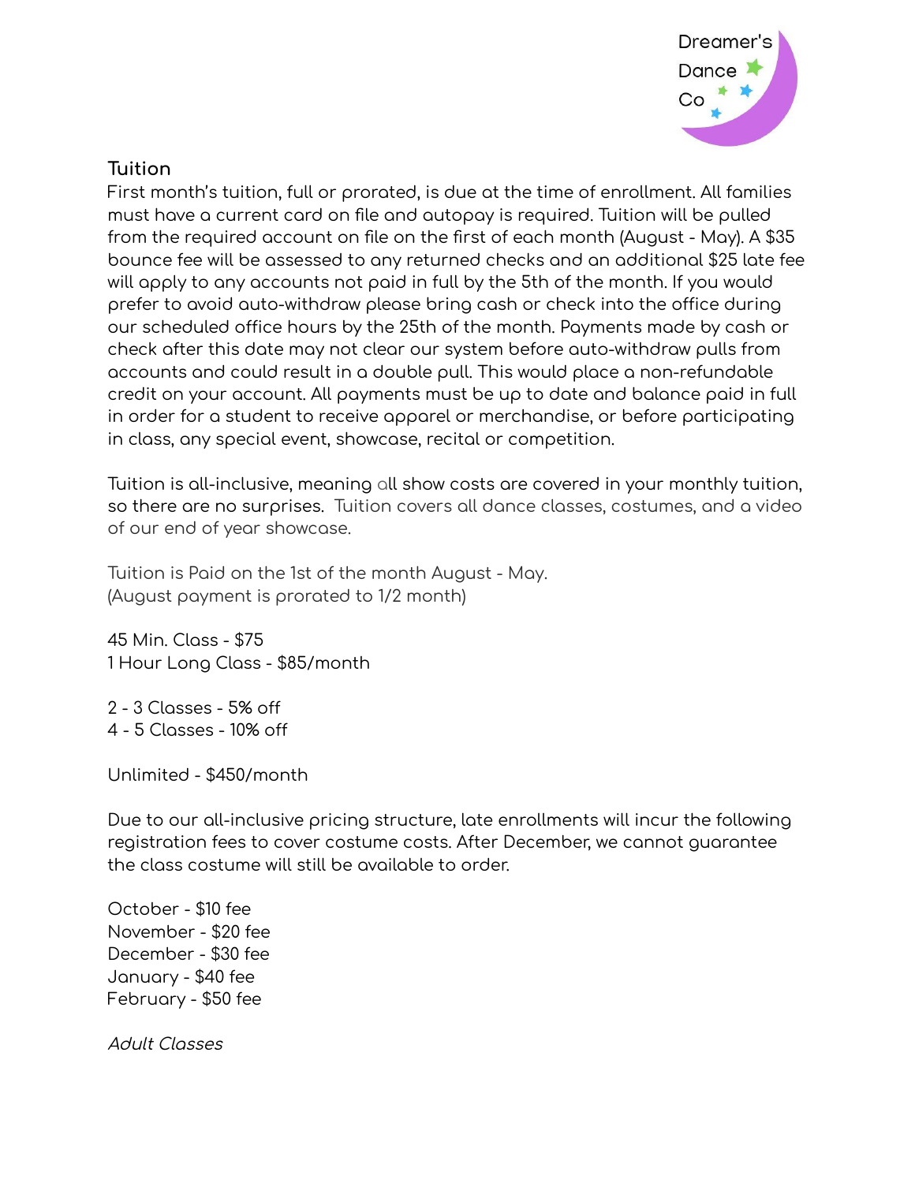## Tuition

First month's tuition, full or prorated, is due at the time of enrollment. All families must have a current card on file and autopay is required. Tuition will be pulled from the required account on file on the first of each month (August - May). A $35 bounce fee will be assessed to any returned checks and an additional $25 late fee will apply to any accounts not paid in full by the 5th of the month. If you would prefer to avoid auto-withdraw please bring cash or check into the office during our scheduled office hours by the 25th of the month. Payments made by cash or check after this date may not clear our system before auto-withdraw pulls from accounts and could result in a double pull. This would place a non-refundable credit on your account. All payments must be up to date and balance paid in full in order for a student to receive apparel or merchandise, or before participating in class, any special event, showcase, recital or competition.

Tuition is all-inclusive, meaning all show costs are covered in your monthly tuition, so there are no surprises. Tuition covers all dance classes, costumes, and a video of our end of year showcase.

Tuition is Paid on the 1st of the month August - May.
(August payment is prorated to 1/2 month)

45 Min. Class - $75
1 Hour Long Class - $85/month

2 - 3 Classes - 5% off
4 - 5 Classes - 10% off

Unlimited - $450/month

Due to our all-inclusive pricing structure, late enrollments will incur the following registration fees to cover costume costs. After December, we cannot guarantee the class costume will still be available to order.

October - $10 fee
November - $20 fee
December - $30 fee
January - $40 fee
February - $50 fee

*Adult Classes*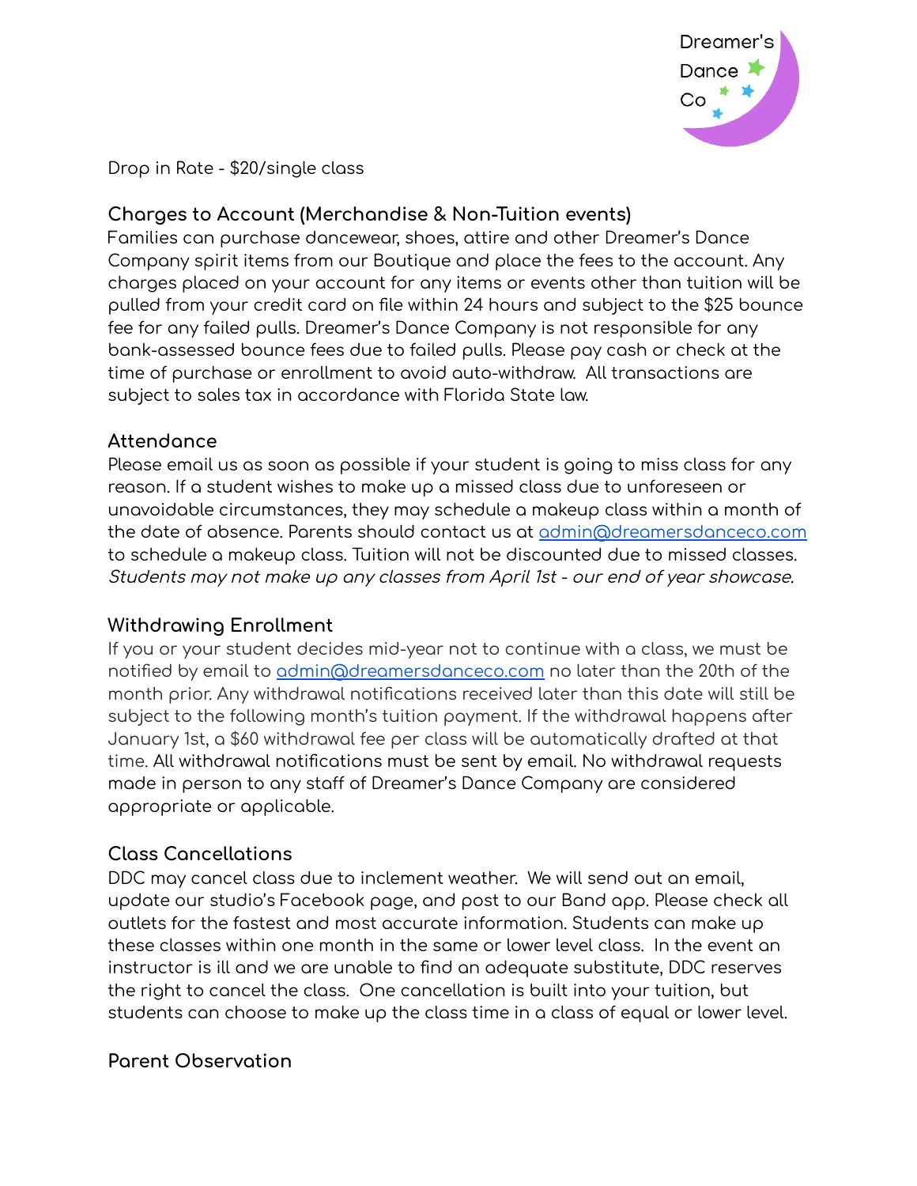Drop in Rate - $20/single class

## Charges to Account (Merchandise & Non-Tuition events)

Families can purchase dancewear, shoes, attire and other Dreamer's Dance Company spirit items from our Boutique and place the fees to the account. Any charges placed on your account for any items or events other than tuition will be pulled from your credit card on file within 24 hours and subject to the $25 bounce fee for any failed pulls. Dreamer's Dance Company is not responsible for any bank-assessed bounce fees due to failed pulls. Please pay cash or check at the time of purchase or enrollment to avoid auto-withdraw. All transactions are subject to sales tax in accordance with Florida State law.

## Attendance

Please email us as soon as possible if your student is going to miss class for any reason. If a student wishes to make up a missed class due to unforeseen or unavoidable circumstances, they may schedule a makeup class within a month of the date of absence. Parents should contact us at admin@dreamersdanceco.com to schedule a makeup class. Tuition will not be discounted due to missed classes. *Students may not make up any classes from April 1st - our end of year showcase.*

## Withdrawing Enrollment

If you or your student decides mid-year not to continue with a class, we must be notified by email to admin@dreamersdanceco.com no later than the 20th of the month prior. Any withdrawal notifications received later than this date will still be subject to the following month's tuition payment. If the withdrawal happens after January 1st, a $60 withdrawal fee per class will be automatically drafted at that time. All withdrawal notifications must be sent by email. No withdrawal requests made in person to any staff of Dreamer's Dance Company are considered appropriate or applicable.

## Class Cancellations

DDC may cancel class due to inclement weather. We will send out an email, update our studio's Facebook page, and post to our Band app. Please check all outlets for the fastest and most accurate information. Students can make up these classes within one month in the same or lower level class. In the event an instructor is ill and we are unable to find an adequate substitute, DDC reserves the right to cancel the class. One cancellation is built into your tuition, but students can choose to make up the class time in a class of equal or lower level.

## Parent Observation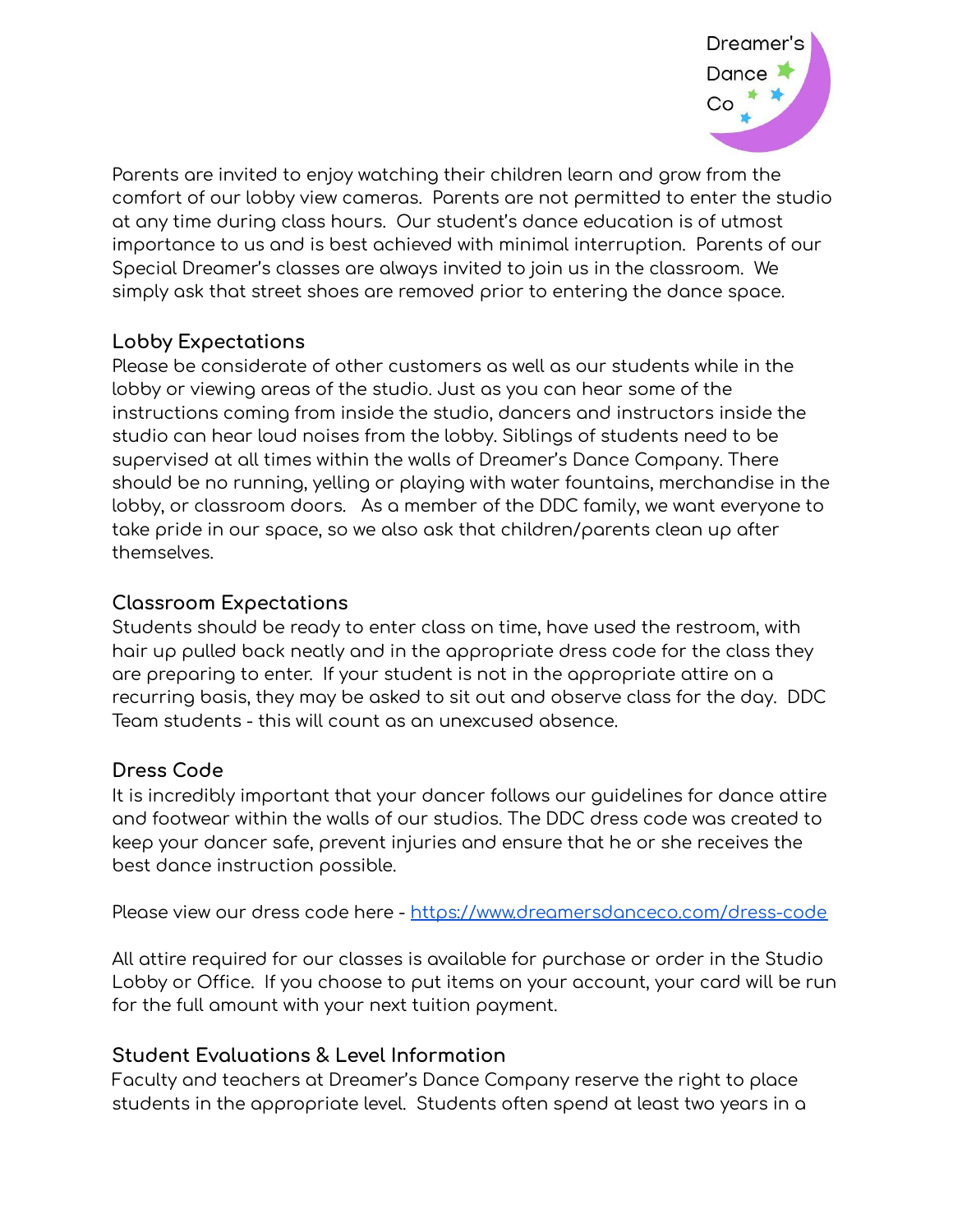Parents are invited to enjoy watching their children learn and grow from the comfort of our lobby view cameras. Parents are not permitted to enter the studio at any time during class hours. Our student's dance education is of utmost importance to us and is best achieved with minimal interruption. Parents of our Special Dreamer's classes are always invited to join us in the classroom. We simply ask that street shoes are removed prior to entering the dance space.

### Lobby Expectations

Please be considerate of other customers as well as our students while in the lobby or viewing areas of the studio. Just as you can hear some of the instructions coming from inside the studio, dancers and instructors inside the studio can hear loud noises from the lobby. Siblings of students need to be supervised at all times within the walls of Dreamer's Dance Company. There should be no running, yelling or playing with water fountains, merchandise in the lobby, or classroom doors. As a member of the DDC family, we want everyone to take pride in our space, so we also ask that children/parents clean up after themselves.

### Classroom Expectations

Students should be ready to enter class on time, have used the restroom, with hair up pulled back neatly and in the appropriate dress code for the class they are preparing to enter. If your student is not in the appropriate attire on a recurring basis, they may be asked to sit out and observe class for the day. DDC Team students - this will count as an unexcused absence.

### Dress Code

It is incredibly important that your dancer follows our guidelines for dance attire and footwear within the walls of our studios. The DDC dress code was created to keep your dancer safe, prevent injuries and ensure that he or she receives the best dance instruction possible.

Please view our dress code here - [https://www.dreamersdanceco.com/dress-code](https://www.dreamersdanceco.com/dress-code)

All attire required for our classes is available for purchase or order in the Studio Lobby or Office. If you choose to put items on your account, your card will be run for the full amount with your next tuition payment.

### Student Evaluations & Level Information

Faculty and teachers at Dreamer's Dance Company reserve the right to place students in the appropriate level. Students often spend at least two years in a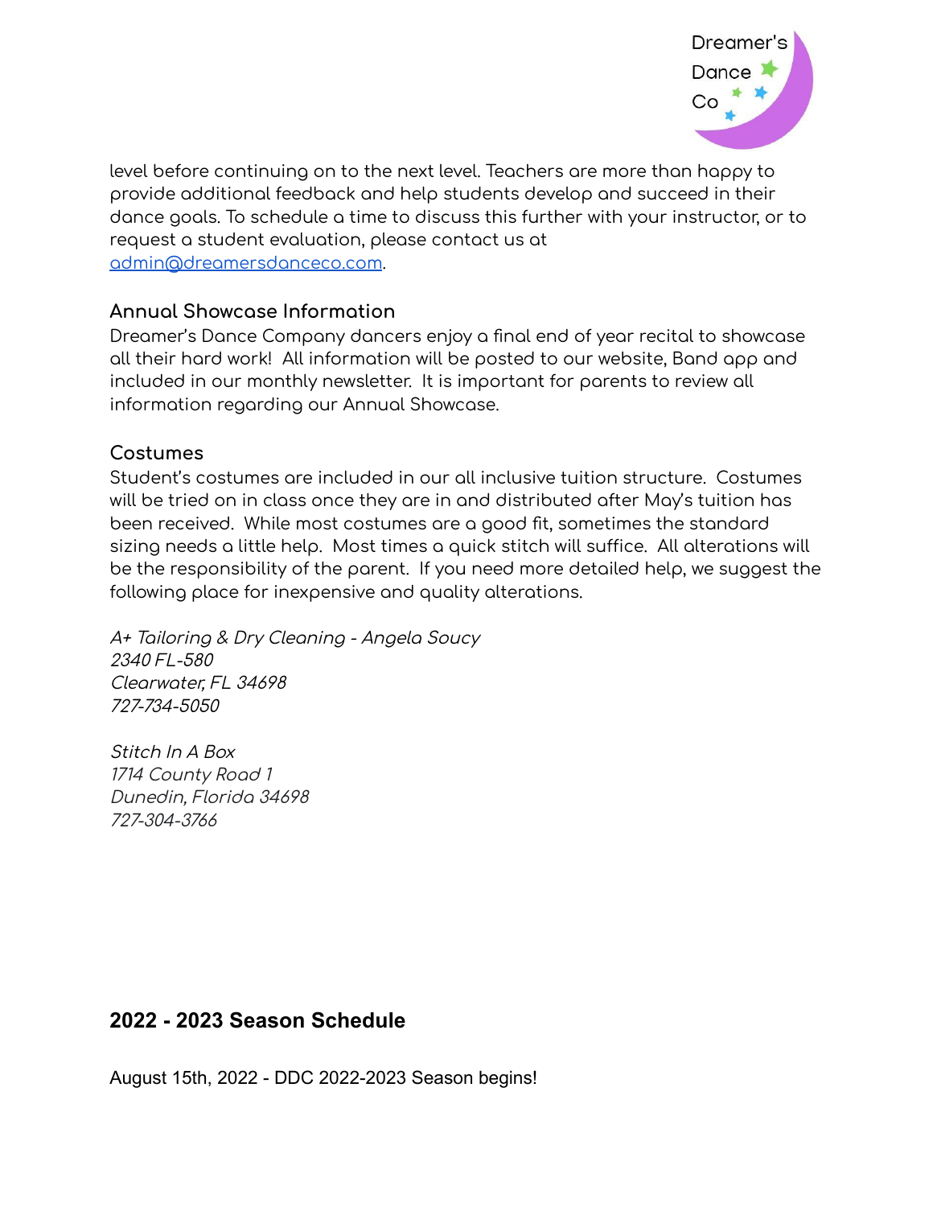level before continuing on to the next level. Teachers are more than happy to provide additional feedback and help students develop and succeed in their dance goals. To schedule a time to discuss this further with your instructor, or to request a student evaluation, please contact us at [admin@dreamersdanceco.com](mailto:admin@dreamersdanceco.com).

### Annual Showcase Information

Dreamer's Dance Company dancers enjoy a final end of year recital to showcase all their hard work! All information will be posted to our website, Band app and included in our monthly newsletter. It is important for parents to review all information regarding our Annual Showcase.

### Costumes

Student's costumes are included in our all inclusive tuition structure. Costumes will be tried on in class once they are in and distributed after May's tuition has been received. While most costumes are a good fit, sometimes the standard sizing needs a little help. Most times a quick stitch will suffice. All alterations will be the responsibility of the parent. If you need more detailed help, we suggest the following place for inexpensive and quality alterations.

*A+ Tailoring & Dry Cleaning - Angela Soucy*
*2340 FL-580*
*Clearwater, FL 34698*
*727-734-5050*

*Stitch In A Box*
*1714 County Road 1*
*Dunedin, Florida 34698*
*727-304-3766*

## 2022 - 2023 Season Schedule

August 15th, 2022 - DDC 2022-2023 Season begins!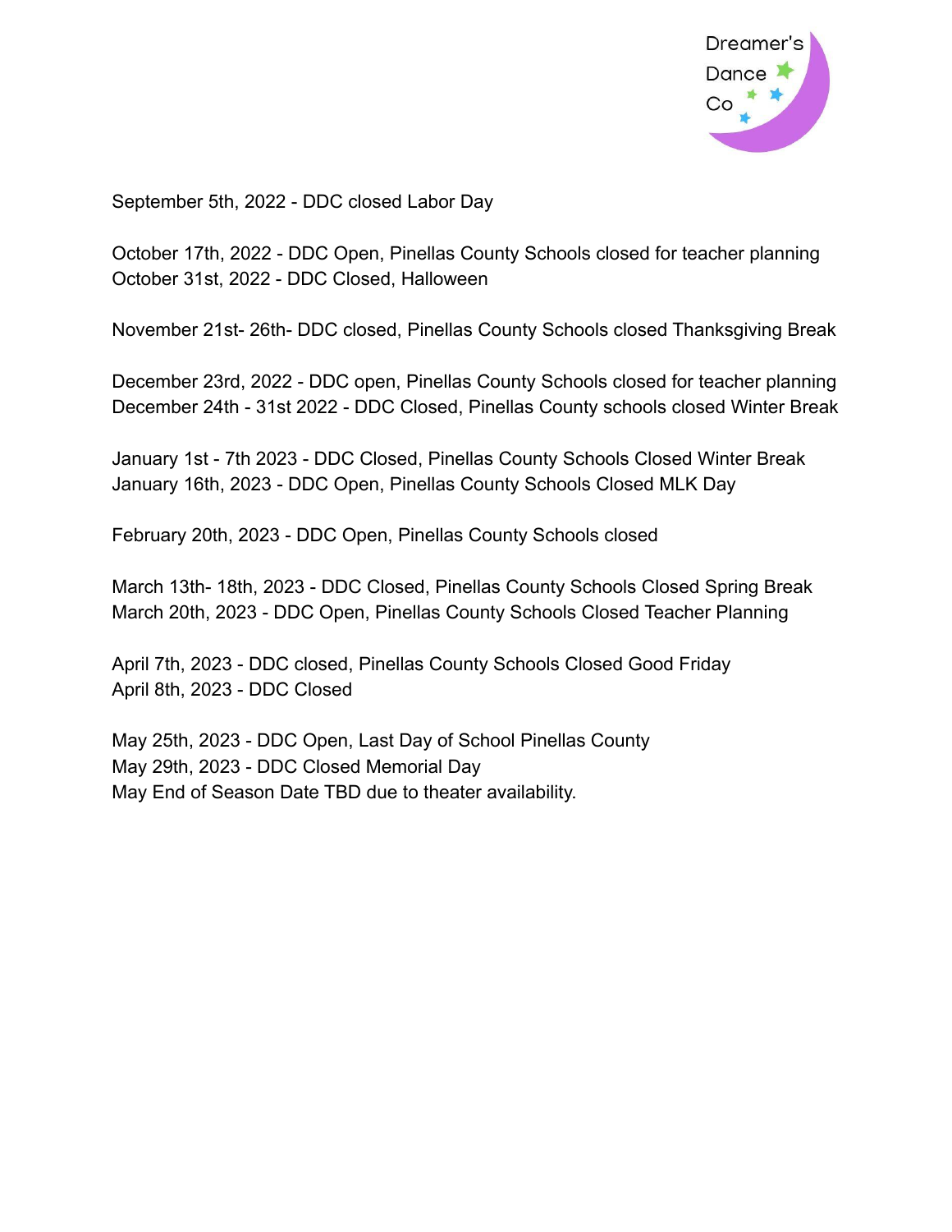Dreamer's Dance Co

September 5th, 2022 - DDC closed Labor Day

October 17th, 2022 - DDC Open, Pinellas County Schools closed for teacher planning
October 31st, 2022 - DDC Closed, Halloween

November 21st- 26th- DDC closed, Pinellas County Schools closed Thanksgiving Break

December 23rd, 2022 - DDC open, Pinellas County Schools closed for teacher planning
December 24th - 31st 2022 - DDC Closed, Pinellas County schools closed Winter Break

January 1st - 7th 2023 - DDC Closed, Pinellas County Schools Closed Winter Break
January 16th, 2023 - DDC Open, Pinellas County Schools Closed MLK Day

February 20th, 2023 - DDC Open, Pinellas County Schools closed

March 13th- 18th, 2023 - DDC Closed, Pinellas County Schools Closed Spring Break
March 20th, 2023 - DDC Open, Pinellas County Schools Closed Teacher Planning

April 7th, 2023 - DDC closed, Pinellas County Schools Closed Good Friday
April 8th, 2023 - DDC Closed

May 25th, 2023 - DDC Open, Last Day of School Pinellas County
May 29th, 2023 - DDC Closed Memorial Day
May End of Season Date TBD due to theater availability.